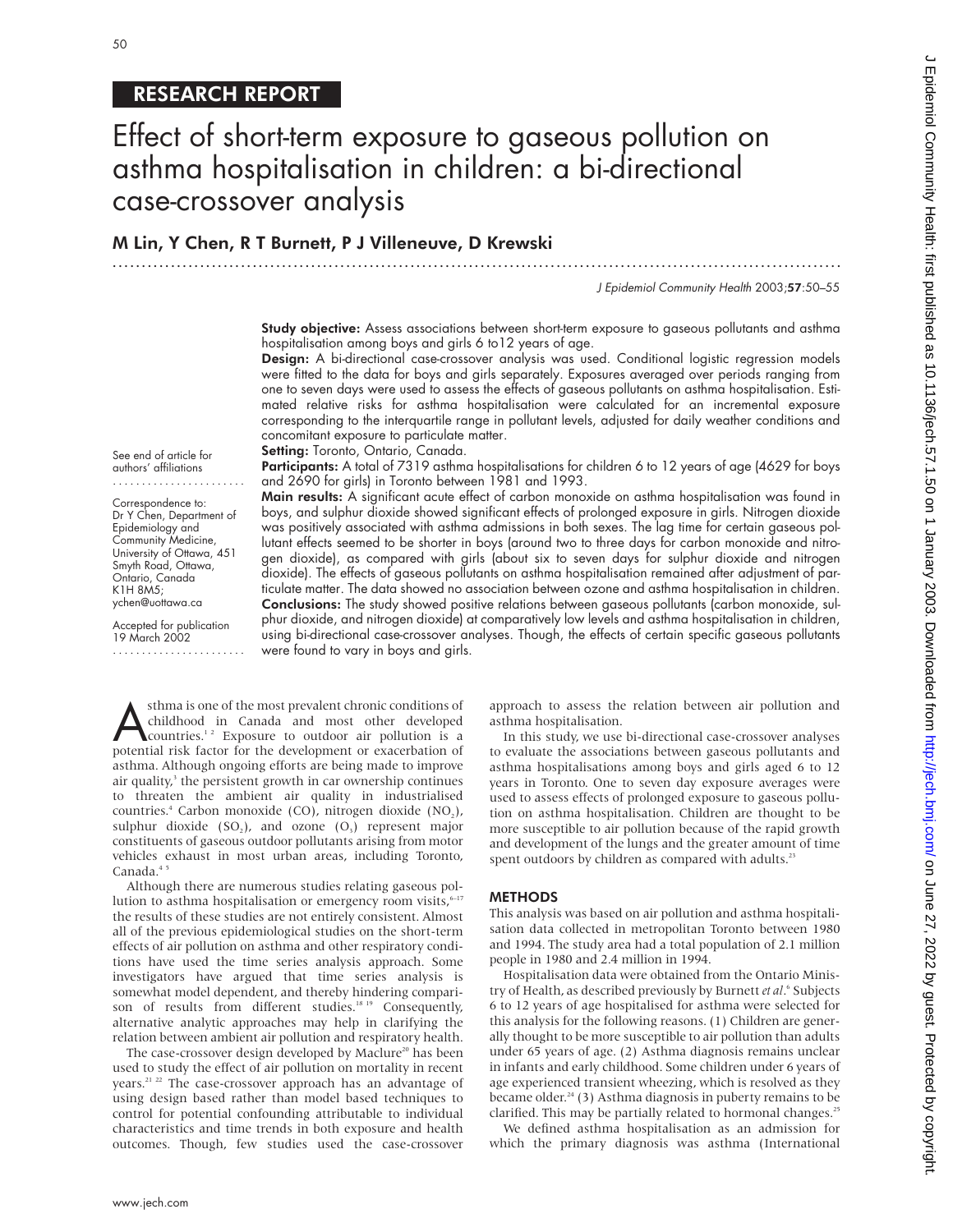RESEARCH REPORT

# Effect of short-term exposure to gaseous pollution on asthma hospitalisation in children: a bi-directional case-crossover analysis

**M Lin, Y Chen, R T Burnett, P J Villeneuve, D Krewski**

See end of article for authors' affiliations

Correspondence to: Dr Y Chen, Department of Epidemiology and Community Medicine, University of Ottawa, 451 Smyth Road, Ottawa, Ontario, Canada K1H 8M5; ychen@uottawa.ca

Accepted for publication 19 March 2002

**Study objective:** Assess associations between short-term exposure to gaseous pollutants and asthma hospitalisation among boys and girls 6 to12 years of age.

**Design:** A bi-directional case-crossover analysis was used. Conditional logistic regression models were fitted to the data for boys and girls separately. Exposures averaged over periods ranging from one to seven days were used to assess the effects of gaseous pollutants on asthma hospitalisation. Estimated relative risks for asthma hospitalisation were calculated for an incremental exposure corresponding to the interquartile range in pollutant levels, adjusted for daily weather conditions and concomitant exposure to particulate matter.

**Setting:** Toronto, Ontario, Canada.

**Participants:** A total of 7319 asthma hospitalisations for children 6 to 12 years of age (4629 for boys and 2690 for girls) in Toronto between 1981 and 1993.

**Main results:** A significant acute effect of carbon monoxide on asthma hospitalisation was found in boys, and sulphur dioxide showed significant effects of prolonged exposure in girls. Nitrogen dioxide was positively associated with asthma admissions in both sexes. The lag time for certain gaseous pollutant effects seemed to be shorter in boys (around two to three days for carbon monoxide and nitrogen dioxide), as compared with girls (about six to seven days for sulphur dioxide and nitrogen dioxide). The effects of gaseous pollutants on asthma hospitalisation remained after adjustment of particulate matter. The data showed no association between ozone and asthma hospitalisation in children.

**Conclusions:** The study showed positive relations between gaseous pollutants (carbon monoxide, sulphur dioxide, and nitrogen dioxide) at comparatively low levels and asthma hospitalisation in children, using bi-directional case-crossover analyses. Though, the effects of certain specific gaseous pollutants were found to vary in boys and girls.

Asthma is one of the most prevalent chronic conditions of childhood in Canada and most other developed countries.[1,2] Exposure to outdoor air pollution is a potential risk factor for the development or exacerbation of asthma. Although ongoing efforts are being made to improve air quality,[3] the persistent growth in car ownership continues to threaten the ambient air quality in industrialised countries.[4] Carbon monoxide (CO), nitrogen dioxide ($NO_2$), sulphur dioxide ($SO_2$), and ozone ($O_3$) represent major constituents of gaseous outdoor pollutants arising from motor vehicles exhaust in most urban areas, including Toronto, Canada.[4,5]

Although there are numerous studies relating gaseous pollution to asthma hospitalisation or emergency room visits,[6–17] the results of these studies are not entirely consistent. Almost all of the previous epidemiological studies on the short-term effects of air pollution on asthma and other respiratory conditions have used the time series analysis approach. Some investigators have argued that time series analysis is somewhat model dependent, and thereby hindering comparison of results from different studies.[18,19] Consequently, alternative analytic approaches may help in clarifying the relation between ambient air pollution and respiratory health.

The case-crossover design developed by Maclure[20] has been used to study the effect of air pollution on mortality in recent years.[21,22] The case-crossover approach has an advantage of using design based rather than model based techniques to control for potential confounding attributable to individual characteristics and time trends in both exposure and health outcomes. Though, few studies used the case-crossover approach to assess the relation between air pollution and asthma hospitalisation.

In this study, we use bi-directional case-crossover analyses to evaluate the associations between gaseous pollutants and asthma hospitalisations among boys and girls aged 6 to 12 years in Toronto. One to seven day exposure averages were used to assess effects of prolonged exposure to gaseous pollution on asthma hospitalisation. Children are thought to be more susceptible to air pollution because of the rapid growth and development of the lungs and the greater amount of time spent outdoors by children as compared with adults.[23]

## METHODS

This analysis was based on air pollution and asthma hospitalisation data collected in metropolitan Toronto between 1980 and 1994. The study area had a total population of 2.1 million people in 1980 and 2.4 million in 1994.

Hospitalisation data were obtained from the Ontario Ministry of Health, as described previously by Burnett *et al*.[6] Subjects 6 to 12 years of age hospitalised for asthma were selected for this analysis for the following reasons. (1) Children are generally thought to be more susceptible to air pollution than adults under 65 years of age. (2) Asthma diagnosis remains unclear in infants and early childhood. Some children under 6 years of age experienced transient wheezing, which is resolved as they became older.[24] (3) Asthma diagnosis in puberty remains to be clarified. This may be partially related to hormonal changes.[25]

We defined asthma hospitalisation as an admission for which the primary diagnosis was asthma (International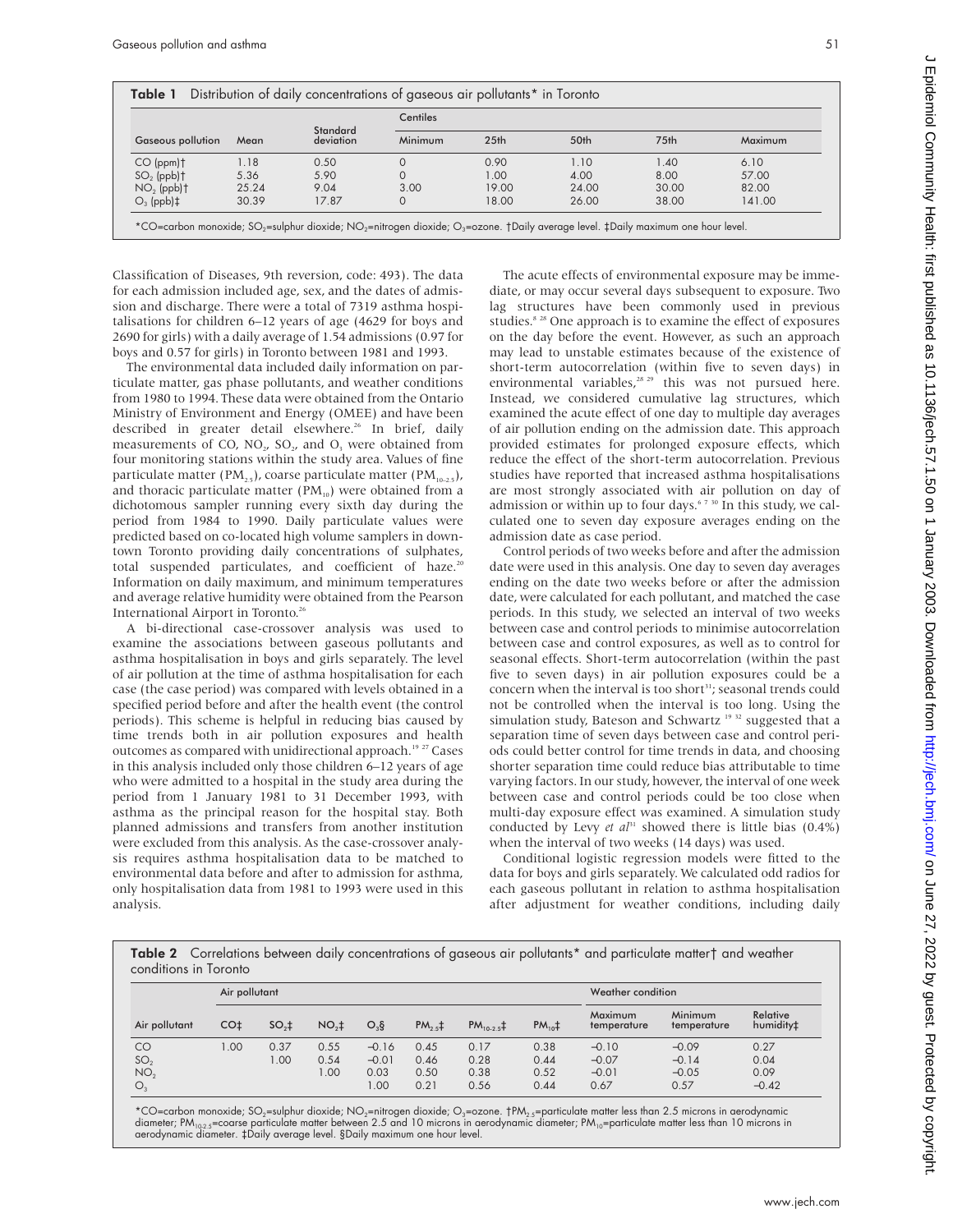**Table 1** Distribution of daily concentrations of gaseous air pollutants* in Toronto

| Gaseous pollution | Mean | Standard deviation | Centiles | | | | |
|---|---|---|---|---|---|---|---|
| | | | Minimum | 25th | 50th | 75th | Maximum |
| CO (ppm)† | 1.18 | 0.50 | 0 | 0.90 | 1.10 | 1.40 | 6.10 |
| $SO_2$ (ppb)† | 5.36 | 5.90 | 0 | 1.00 | 4.00 | 8.00 | 57.00 |
| $NO_2$ (ppb)† | 25.24 | 9.04 | 3.00 | 19.00 | 24.00 | 30.00 | 82.00 |
| $O_3$ (ppb)‡ | 30.39 | 17.87 | 0 | 18.00 | 26.00 | 38.00 | 141.00 |

*CO=carbon monoxide; $SO_2$=sulphur dioxide; $NO_2$=nitrogen dioxide; $O_3$=ozone. †Daily average level. ‡Daily maximum one hour level.

Classification of Diseases, 9th reversion, code: 493). The data for each admission included age, sex, and the dates of admission and discharge. There were a total of 7319 asthma hospitalisations for children 6–12 years of age (4629 for boys and 2690 for girls) with a daily average of 1.54 admissions (0.97 for boys and 0.57 for girls) in Toronto between 1981 and 1993.

The environmental data included daily information on particulate matter, gas phase pollutants, and weather conditions from 1980 to 1994. These data were obtained from the Ontario Ministry of Environment and Energy (OMEE) and have been described in greater detail elsewhere.[26] In brief, daily measurements of CO, $NO_2$, $SO_2$, and $O_3$ were obtained from four monitoring stations within the study area. Values of fine particulate matter ($PM_{2.5}$), coarse particulate matter ($PM_{10-2.5}$), and thoracic particulate matter ($PM_{10}$) were obtained from a dichotomous sampler running every sixth day during the period from 1984 to 1990. Daily particulate values were predicted based on co-located high volume samplers in downtown Toronto providing daily concentrations of sulphates, total suspended particulates, and coefficient of haze.[20] Information on daily maximum, and minimum temperatures and average relative humidity were obtained from the Pearson International Airport in Toronto.[26]

A bi-directional case-crossover analysis was used to examine the associations between gaseous pollutants and asthma hospitalisation in boys and girls separately. The level of air pollution at the time of asthma hospitalisation for each case (the case period) was compared with levels obtained in a specified period before and after the health event (the control periods). This scheme is helpful in reducing bias caused by time trends both in air pollution exposures and health outcomes as compared with unidirectional approach.[19 27] Cases in this analysis included only those children 6–12 years of age who were admitted to a hospital in the study area during the period from 1 January 1981 to 31 December 1993, with asthma as the principal reason for the hospital stay. Both planned admissions and transfers from another institution were excluded from this analysis. As the case-crossover analysis requires asthma hospitalisation data to be matched to environmental data before and after to admission for asthma, only hospitalisation data from 1981 to 1993 were used in this analysis.

The acute effects of environmental exposure may be immediate, or may occur several days subsequent to exposure. Two lag structures have been commonly used in previous studies.[8 28] One approach is to examine the effect of exposures on the day before the event. However, as such an approach may lead to unstable estimates because of the existence of short-term autocorrelation (within five to seven days) in environmental variables,[28 29] this was not pursued here. Instead, we considered cumulative lag structures, which examined the acute effect of one day to multiple day averages of air pollution ending on the admission date. This approach provided estimates for prolonged exposure effects, which reduce the effect of the short-term autocorrelation. Previous studies have reported that increased asthma hospitalisations are most strongly associated with air pollution on day of admission or within up to four days.[6 7 30] In this study, we calculated one to seven day exposure averages ending on the admission date as case period.

Control periods of two weeks before and after the admission date were used in this analysis. One day to seven day averages ending on the date two weeks before or after the admission date, were calculated for each pollutant, and matched the case periods. In this study, we selected an interval of two weeks between case and control periods to minimise autocorrelation between case and control exposures, as well as to control for seasonal effects. Short-term autocorrelation (within the past five to seven days) in air pollution exposures could be a concern when the interval is too short[31]; seasonal trends could not be controlled when the interval is too long. Using the simulation study, Bateson and Schwartz [19 32] suggested that a separation time of seven days between case and control periods could better control for time trends in data, and choosing shorter separation time could reduce bias attributable to time varying factors. In our study, however, the interval of one week between case and control periods could be too close when multi-day exposure effect was examined. A simulation study conducted by Levy *et al*[31] showed there is little bias (0.4%) when the interval of two weeks (14 days) was used.

Conditional logistic regression models were fitted to the data for boys and girls separately. We calculated odd radios for each gaseous pollutant in relation to asthma hospitalisation after adjustment for weather conditions, including daily

**Table 2** Correlations between daily concentrations of gaseous air pollutants* and particulate matter† and weather conditions in Toronto

| Air pollutant | Air pollutant | | | | | | | Weather condition | | |
|---|---|---|---|---|---|---|---|---|---|---|
| | CO‡ | $SO_2$‡ | $NO_2$‡ | $O_3$§ | $PM_{2.5}$‡ | $PM_{10-2.5}$‡ | $PM_{10}$‡ | Maximum temperature | Minimum temperature | Relative humidity‡ |
| CO | 1.00 | 0.37 | 0.55 | −0.16 | 0.45 | 0.17 | 0.38 | −0.10 | −0.09 | 0.27 |
| $SO_2$ | | 1.00 | 0.54 | −0.01 | 0.46 | 0.28 | 0.44 | −0.07 | −0.14 | 0.04 |
| $NO_2$ | | | 1.00 | 0.03 | 0.50 | 0.38 | 0.52 | −0.01 | −0.05 | 0.09 |
| $O_3$ | | | | 1.00 | 0.21 | 0.56 | 0.44 | 0.67 | 0.57 | −0.42 |

*CO=carbon monoxide; $SO_2$=sulphur dioxide; $NO_2$=nitrogen dioxide; $O_3$=ozone. †$PM_{2.5}$=particulate matter less than 2.5 microns in aerodynamic diameter; $PM_{10-2.5}$=coarse particulate matter between 2.5 and 10 microns in aerodynamic diameter; $PM_{10}$=particulate matter less than 10 microns in aerodynamic diameter. ‡Daily average level. §Daily maximum one hour level.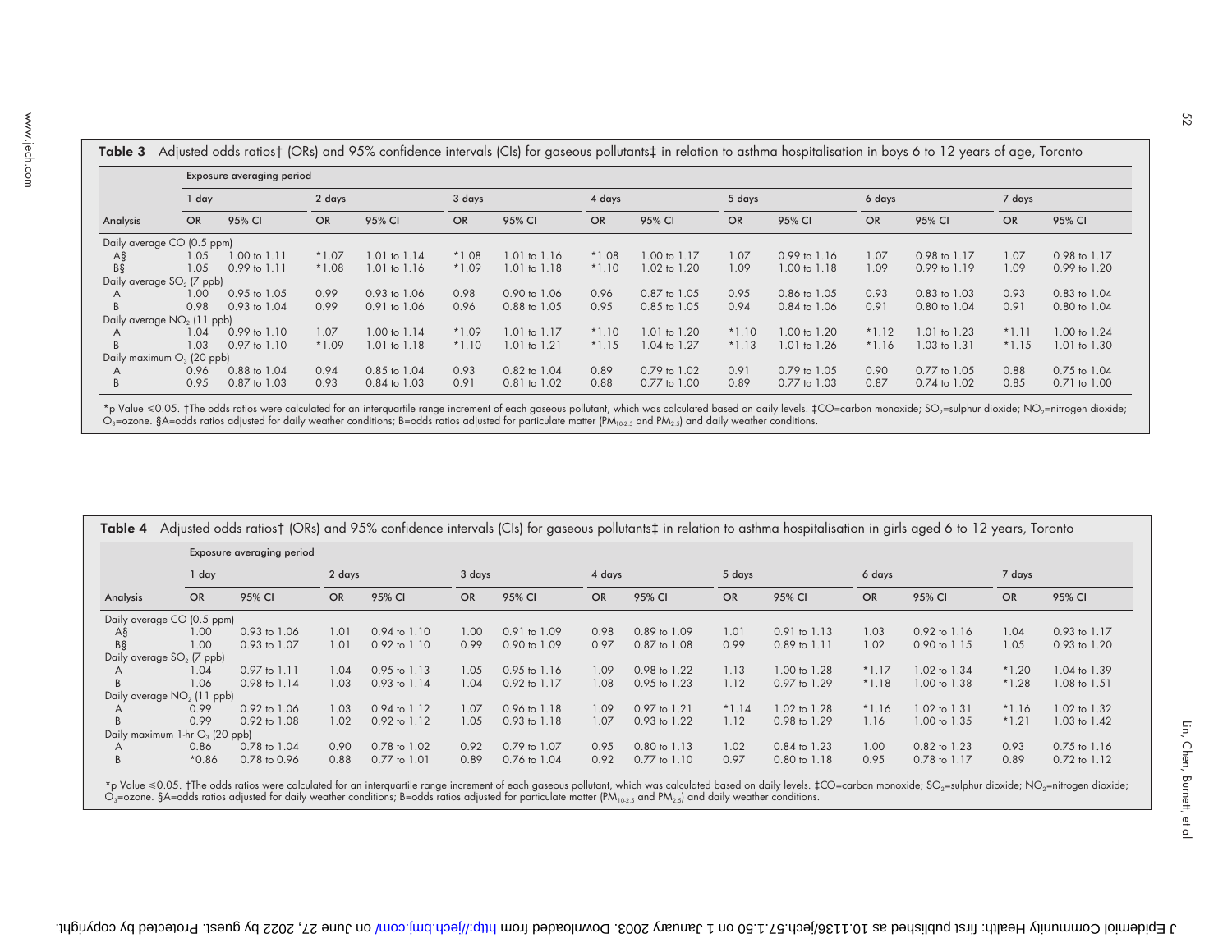**Table 3** Adjusted odds ratios† (ORs) and 95% confidence intervals (CIs) for gaseous pollutants‡ in relation to asthma hospitalisation in boys 6 to 12 years of age, Toronto

| | Exposure averaging period | | | | | | | | | | | | | |
|---|---|---|---|---|---|---|---|---|---|---|---|---|---|---|
| | 1 day | | 2 days | | 3 days | | 4 days | | 5 days | | 6 days | | 7 days | |
| Analysis | OR | 95% CI | OR | 95% CI | OR | 95% CI | OR | 95% CI | OR | 95% CI | OR | 95% CI | OR | 95% CI |
| Daily average CO (0.5 ppm) | | | | | | | | | | | | | | |
| A§ | 1.05 | 1.00 to 1.11 | *1.07 | 1.01 to 1.14 | *1.08 | 1.01 to 1.16 | *1.08 | 1.00 to 1.17 | 1.07 | 0.99 to 1.16 | 1.07 | 0.98 to 1.17 | 1.07 | 0.98 to 1.17 |
| B§ | 1.05 | 0.99 to 1.11 | *1.08 | 1.01 to 1.16 | *1.09 | 1.01 to 1.18 | *1.10 | 1.02 to 1.20 | 1.09 | 1.00 to 1.18 | 1.09 | 0.99 to 1.19 | 1.09 | 0.99 to 1.20 |
| Daily average $SO_2$ (7 ppb) | | | | | | | | | | | | | | |
| A | 1.00 | 0.95 to 1.05 | 0.99 | 0.93 to 1.06 | 0.98 | 0.90 to 1.06 | 0.96 | 0.87 to 1.05 | 0.95 | 0.86 to 1.05 | 0.93 | 0.83 to 1.03 | 0.93 | 0.83 to 1.04 |
| B | 0.98 | 0.93 to 1.04 | 0.99 | 0.91 to 1.06 | 0.96 | 0.88 to 1.05 | 0.95 | 0.85 to 1.05 | 0.94 | 0.84 to 1.06 | 0.91 | 0.80 to 1.04 | 0.91 | 0.80 to 1.04 |
| Daily average $NO_2$ (11 ppb) | | | | | | | | | | | | | | |
| A | 1.04 | 0.99 to 1.10 | 1.07 | 1.00 to 1.14 | *1.09 | 1.01 to 1.17 | *1.10 | 1.01 to 1.20 | *1.10 | 1.00 to 1.20 | *1.12 | 1.01 to 1.23 | *1.11 | 1.00 to 1.24 |
| B | 1.03 | 0.97 to 1.10 | *1.09 | 1.01 to 1.18 | *1.10 | 1.01 to 1.21 | *1.15 | 1.04 to 1.27 | *1.13 | 1.01 to 1.26 | *1.16 | 1.03 to 1.31 | *1.15 | 1.01 to 1.30 |
| Daily maximum $O_3$ (20 ppb) | | | | | | | | | | | | | | |
| A | 0.96 | 0.88 to 1.04 | 0.94 | 0.85 to 1.04 | 0.93 | 0.82 to 1.04 | 0.89 | 0.79 to 1.02 | 0.91 | 0.79 to 1.05 | 0.90 | 0.77 to 1.05 | 0.88 | 0.75 to 1.04 |
| B | 0.95 | 0.87 to 1.03 | 0.93 | 0.84 to 1.03 | 0.91 | 0.81 to 1.02 | 0.88 | 0.77 to 1.00 | 0.89 | 0.77 to 1.03 | 0.87 | 0.74 to 1.02 | 0.85 | 0.71 to 1.00 |

*p Value ≤0.05. †The odds ratios were calculated for an interquartile range increment of each gaseous pollutant, which was calculated based on daily levels. ‡CO=carbon monoxide; $SO_2$=sulphur dioxide; $NO_2$=nitrogen dioxide; $O_3$=ozone. §A=odds ratios adjusted for daily weather conditions; B=odds ratios adjusted for particulate matter ($PM_{10-2.5}$ and $PM_{2.5}$) and daily weather conditions.

**Table 4** Adjusted odds ratios† (ORs) and 95% confidence intervals (CIs) for gaseous pollutants‡ in relation to asthma hospitalisation in girls aged 6 to 12 years, Toronto

| | Exposure averaging period | | | | | | | | | | | | | |
|---|---|---|---|---|---|---|---|---|---|---|---|---|---|---|
| | 1 day | | 2 days | | 3 days | | 4 days | | 5 days | | 6 days | | 7 days | |
| Analysis | OR | 95% CI | OR | 95% CI | OR | 95% CI | OR | 95% CI | OR | 95% CI | OR | 95% CI | OR | 95% CI |
| Daily average CO (0.5 ppm) | | | | | | | | | | | | | | |
| A§ | 1.00 | 0.93 to 1.06 | 1.01 | 0.94 to 1.10 | 1.00 | 0.91 to 1.09 | 0.98 | 0.89 to 1.09 | 1.01 | 0.91 to 1.13 | 1.03 | 0.92 to 1.16 | 1.04 | 0.93 to 1.17 |
| B§ | 1.00 | 0.93 to 1.07 | 1.01 | 0.92 to 1.10 | 0.99 | 0.90 to 1.09 | 0.97 | 0.87 to 1.08 | 0.99 | 0.89 to 1.11 | 1.02 | 0.90 to 1.15 | 1.05 | 0.93 to 1.20 |
| Daily average $SO_2$ (7 ppb) | | | | | | | | | | | | | | |
| A | 1.04 | 0.97 to 1.11 | 1.04 | 0.95 to 1.13 | 1.05 | 0.95 to 1.16 | 1.09 | 0.98 to 1.22 | 1.13 | 1.00 to 1.28 | *1.17 | 1.02 to 1.34 | *1.20 | 1.04 to 1.39 |
| B | 1.06 | 0.98 to 1.14 | 1.03 | 0.93 to 1.14 | 1.04 | 0.92 to 1.17 | 1.08 | 0.95 to 1.23 | 1.12 | 0.97 to 1.29 | *1.18 | 1.00 to 1.38 | *1.28 | 1.08 to 1.51 |
| Daily average $NO_2$ (11 ppb) | | | | | | | | | | | | | | |
| A | 0.99 | 0.92 to 1.06 | 1.03 | 0.94 to 1.12 | 1.07 | 0.96 to 1.18 | 1.09 | 0.97 to 1.21 | *1.14 | 1.02 to 1.28 | *1.16 | 1.02 to 1.31 | *1.16 | 1.02 to 1.32 |
| B | 0.99 | 0.92 to 1.08 | 1.02 | 0.92 to 1.12 | 1.05 | 0.93 to 1.18 | 1.07 | 0.93 to 1.22 | 1.12 | 0.98 to 1.29 | 1.16 | 1.00 to 1.35 | *1.21 | 1.03 to 1.42 |
| Daily maximum 1-hr $O_3$ (20 ppb) | | | | | | | | | | | | | | |
| A | 0.86 | 0.78 to 1.04 | 0.90 | 0.78 to 1.02 | 0.92 | 0.79 to 1.07 | 0.95 | 0.80 to 1.13 | 1.02 | 0.84 to 1.23 | 1.00 | 0.82 to 1.23 | 0.93 | 0.75 to 1.16 |
| B | *0.86 | 0.78 to 0.96 | 0.88 | 0.77 to 1.01 | 0.89 | 0.76 to 1.04 | 0.92 | 0.77 to 1.10 | 0.97 | 0.80 to 1.18 | 0.95 | 0.78 to 1.17 | 0.89 | 0.72 to 1.12 |

*p Value ≤0.05. †The odds ratios were calculated for an interquartile range increment of each gaseous pollutant, which was calculated based on daily levels. ‡CO=carbon monoxide; $SO_2$=sulphur dioxide; $NO_2$=nitrogen dioxide; $O_3$=ozone. §A=odds ratios adjusted for daily weather conditions; B=odds ratios adjusted for particulate matter ($PM_{10-2.5}$ and $PM_{2.5}$) and daily weather conditions.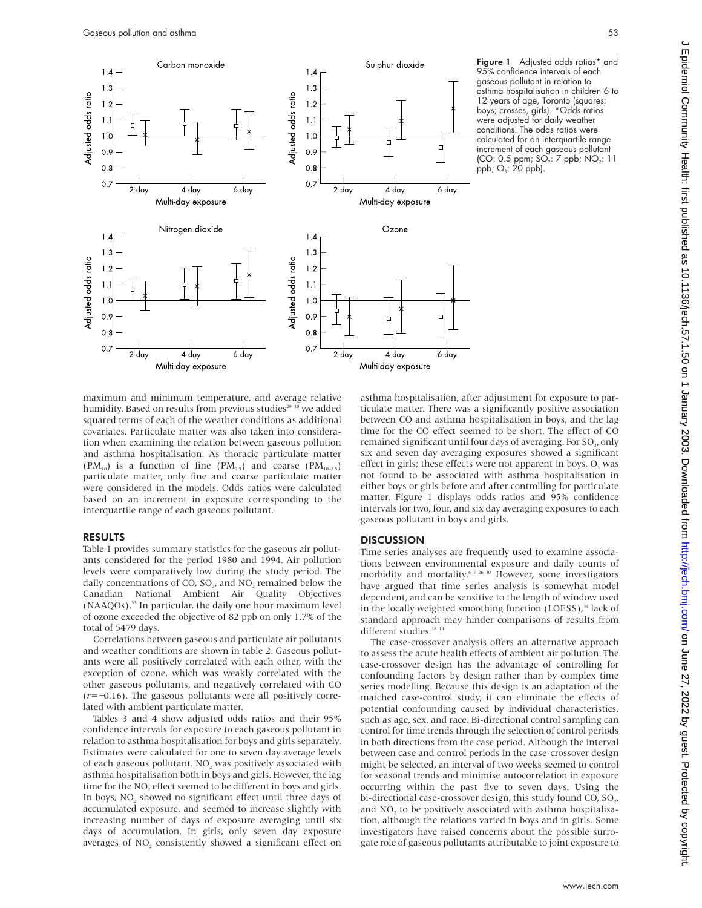Figure 1 Adjusted odds ratios* and 95% confidence intervals of each gaseous pollutant in relation to asthma hospitalisation in children 6 to 12 years of age, Toronto (squares: boys; crosses, girls). *Odds ratios were adjusted for daily weather conditions. The odds ratios were calculated for an interquartile range increment of each gaseous pollutant (CO: 0.5 ppm; $SO_2$: 7 ppb; $NO_2$: 11 ppb; $O_3$: 20 ppb).

maximum and minimum temperature, and average relative humidity. Based on results from previous studies[29 30] we added squared terms of each of the weather conditions as additional covariates. Particulate matter was also taken into consideration when examining the relation between gaseous pollution and asthma hospitalisation. As thoracic particulate matter ($PM_{10}$) is a function of fine ($PM_{2.5}$) and coarse ($PM_{10-2.5}$) particulate matter, only fine and coarse particulate matter were considered in the models. Odds ratios were calculated based on an increment in exposure corresponding to the interquartile range of each gaseous pollutant.

## RESULTS

Table 1 provides summary statistics for the gaseous air pollutants considered for the period 1980 and 1994. Air pollution levels were comparatively low during the study period. The daily concentrations of CO, $SO_2$, and $NO_2$ remained below the Canadian National Ambient Air Quality Objectives (NAAQOs).[35] In particular, the daily one hour maximum level of ozone exceeded the objective of 82 ppb on only 1.7% of the total of 5479 days.

Correlations between gaseous and particulate air pollutants and weather conditions are shown in table 2. Gaseous pollutants were all positively correlated with each other, with the exception of ozone, which was weakly correlated with the other gaseous pollutants, and negatively correlated with CO ($r=-0.16$). The gaseous pollutants were all positively correlated with ambient particulate matter.

Tables 3 and 4 show adjusted odds ratios and their 95% confidence intervals for exposure to each gaseous pollutant in relation to asthma hospitalisation for boys and girls separately. Estimates were calculated for one to seven day average levels of each gaseous pollutant. $NO_2$ was positively associated with asthma hospitalisation both in boys and girls. However, the lag time for the $NO_2$ effect seemed to be different in boys and girls. In boys, $NO_2$ showed no significant effect until three days of accumulated exposure, and seemed to increase slightly with increasing number of days of exposure averaging until six days of accumulation. In girls, only seven day exposure averages of $NO_2$ consistently showed a significant effect on asthma hospitalisation, after adjustment for exposure to particulate matter. There was a significantly positive association between CO and asthma hospitalisation in boys, and the lag time for the CO effect seemed to be short. The effect of CO remained significant until four days of averaging. For $SO_2$, only six and seven day averaging exposures showed a significant effect in girls; these effects were not apparent in boys. $O_3$ was not found to be associated with asthma hospitalisation in either boys or girls before and after controlling for particulate matter. Figure 1 displays odds ratios and 95% confidence intervals for two, four, and six day averaging exposures to each gaseous pollutant in boys and girls.

## DISCUSSION

Time series analyses are frequently used to examine associations between environmental exposure and daily counts of morbidity and mortality.[6 7 26 30] However, some investigators have argued that time series analysis is somewhat model dependent, and can be sensitive to the length of window used in the locally weighted smoothing function (LOESS),[34] lack of standard approach may hinder comparisons of results from different studies.[18 19]

The case-crossover analysis offers an alternative approach to assess the acute health effects of ambient air pollution. The case-crossover design has the advantage of controlling for confounding factors by design rather than by complex time series modelling. Because this design is an adaptation of the matched case-control study, it can eliminate the effects of potential confounding caused by individual characteristics, such as age, sex, and race. Bi-directional control sampling can control for time trends through the selection of control periods in both directions from the case period. Although the interval between case and control periods in the case-crossover design might be selected, an interval of two weeks seemed to control for seasonal trends and minimise autocorrelation in exposure occurring within the past five to seven days. Using the bi-directional case-crossover design, this study found CO, $SO_2$, and $NO_2$ to be positively associated with asthma hospitalisation, although the relations varied in boys and in girls. Some investigators have raised concerns about the possible surrogate role of gaseous pollutants attributable to joint exposure to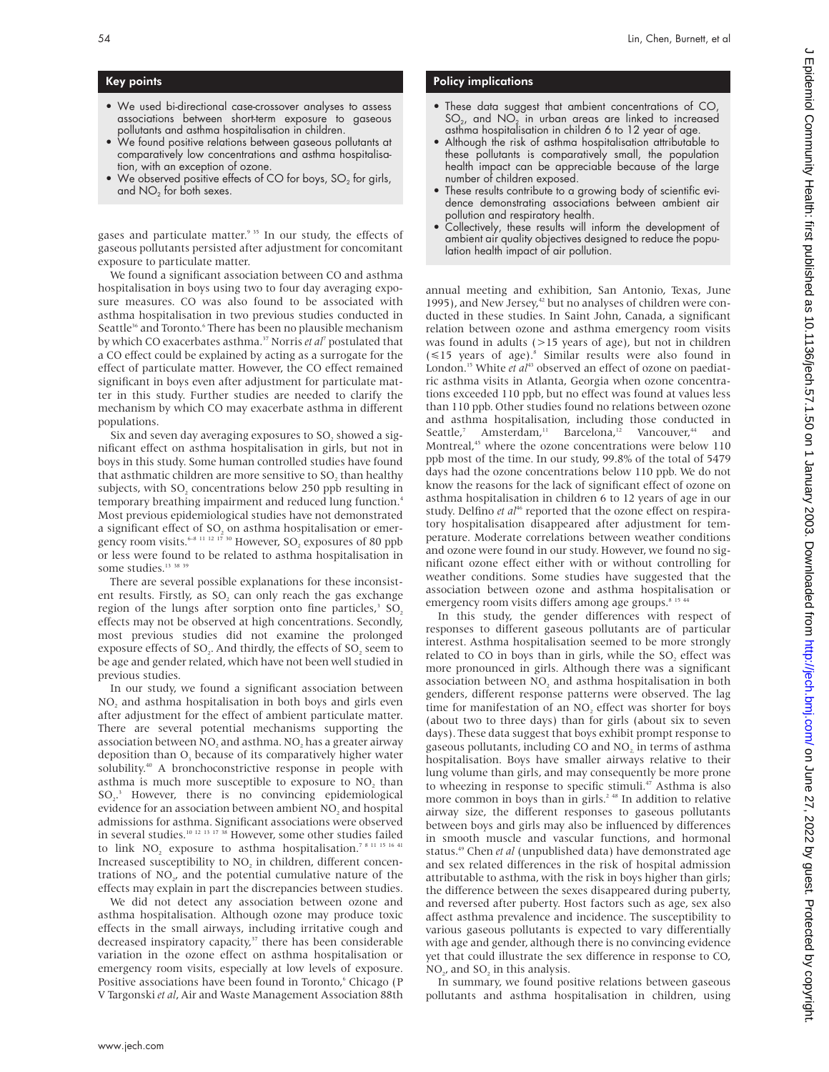## Key points

- We used bi-directional case-crossover analyses to assess associations between short-term exposure to gaseous pollutants and asthma hospitalisation in children.
- We found positive relations between gaseous pollutants at comparatively low concentrations and asthma hospitalisation, with an exception of ozone.
- We observed positive effects of CO for boys, $SO_2$ for girls, and $NO_2$ for both sexes.

gases and particulate matter.[9 35] In our study, the effects of gaseous pollutants persisted after adjustment for concomitant exposure to particulate matter.

We found a significant association between CO and asthma hospitalisation in boys using two to four day averaging exposure measures. CO was also found to be associated with asthma hospitalisation in two previous studies conducted in Seattle[36] and Toronto.[6] There has been no plausible mechanism by which CO exacerbates asthma.[37] Norris *et al*[7] postulated that a CO effect could be explained by acting as a surrogate for the effect of particulate matter. However, the CO effect remained significant in boys even after adjustment for particulate matter in this study. Further studies are needed to clarify the mechanism by which CO may exacerbate asthma in different populations.

Six and seven day averaging exposures to $SO_2$ showed a significant effect on asthma hospitalisation in girls, but not in boys in this study. Some human controlled studies have found that asthmatic children are more sensitive to $SO_2$ than healthy subjects, with $SO_2$ concentrations below 250 ppb resulting in temporary breathing impairment and reduced lung function.[4] Most previous epidemiological studies have not demonstrated a significant effect of $SO_2$ on asthma hospitalisation or emergency room visits.[6–8 11 12 17 30] However, $SO_2$ exposures of 80 ppb or less were found to be related to asthma hospitalisation in some studies.[13 38 39]

There are several possible explanations for these inconsistent results. Firstly, as $SO_2$ can only reach the gas exchange region of the lungs after sorption onto fine particles,[3] $SO_2$ effects may not be observed at high concentrations. Secondly, most previous studies did not examine the prolonged exposure effects of $SO_2$. And thirdly, the effects of $SO_2$ seem to be age and gender related, which have not been well studied in previous studies.

In our study, we found a significant association between $NO_2$ and asthma hospitalisation in both boys and girls even after adjustment for the effect of ambient particulate matter. There are several potential mechanisms supporting the association between $NO_2$ and asthma. $NO_2$ has a greater airway deposition than $O_3$ because of its comparatively higher water solubility.[40] A bronchoconstrictive response in people with asthma is much more susceptible to exposure to $NO_2$ than $SO_2$.[3] However, there is no convincing epidemiological evidence for an association between ambient $NO_2$ and hospital admissions for asthma. Significant associations were observed in several studies.[10 12 13 17 38] However, some other studies failed to link $NO_2$ exposure to asthma hospitalisation.[7 8 11 15 16 41] Increased susceptibility to $NO_2$ in children, different concentrations of $NO_2$, and the potential cumulative nature of the effects may explain in part the discrepancies between studies.

We did not detect any association between ozone and asthma hospitalisation. Although ozone may produce toxic effects in the small airways, including irritative cough and decreased inspiratory capacity,[37] there has been considerable variation in the ozone effect on asthma hospitalisation or emergency room visits, especially at low levels of exposure. Positive associations have been found in Toronto,[6] Chicago (P V Targonski *et al*, Air and Waste Management Association 88th annual meeting and exhibition, San Antonio, Texas, June 1995), and New Jersey,[42] but no analyses of children were conducted in these studies. In Saint John, Canada, a significant relation between ozone and asthma emergency room visits was found in adults (>15 years of age), but not in children (≤15 years of age).[8] Similar results were also found in London.[15] White *et al*[43] observed an effect of ozone on paediatric asthma visits in Atlanta, Georgia when ozone concentrations exceeded 110 ppb, but no effect was found at values less than 110 ppb. Other studies found no relations between ozone and asthma hospitalisation, including those conducted in Seattle,[7] Amsterdam,[11] Barcelona,[12] Vancouver,[44] and Montreal,[45] where the ozone concentrations were below 110 ppb most of the time. In our study, 99.8% of the total of 5479 days had the ozone concentrations below 110 ppb. We do not know the reasons for the lack of significant effect of ozone on asthma hospitalisation in children 6 to 12 years of age in our study. Delfino *et al*[46] reported that the ozone effect on respiratory hospitalisation disappeared after adjustment for temperature. Moderate correlations between weather conditions and ozone were found in our study. However, we found no significant ozone effect either with or without controlling for weather conditions. Some studies have suggested that the association between ozone and asthma hospitalisation or emergency room visits differs among age groups.[8 15 44]

In this study, the gender differences with respect of responses to different gaseous pollutants are of particular interest. Asthma hospitalisation seemed to be more strongly related to CO in boys than in girls, while the $SO_2$ effect was more pronounced in girls. Although there was a significant association between $NO_2$ and asthma hospitalisation in both genders, different response patterns were observed. The lag time for manifestation of an $NO_2$ effect was shorter for boys (about two to three days) than for girls (about six to seven days). These data suggest that boys exhibit prompt response to gaseous pollutants, including CO and $NO_2$ in terms of asthma hospitalisation. Boys have smaller airways relative to their lung volume than girls, and may consequently be more prone to wheezing in response to specific stimuli.[47] Asthma is also more common in boys than in girls.[2 48] In addition to relative airway size, the different responses to gaseous pollutants between boys and girls may also be influenced by differences in smooth muscle and vascular functions, and hormonal status.[49] Chen *et al* (unpublished data) have demonstrated age and sex related differences in the risk of hospital admission attributable to asthma, with the risk in boys higher than girls; the difference between the sexes disappeared during puberty, and reversed after puberty. Host factors such as age, sex also affect asthma prevalence and incidence. The susceptibility to various gaseous pollutants is expected to vary differentially with age and gender, although there is no convincing evidence yet that could illustrate the sex difference in response to CO, $NO_2$, and $SO_2$ in this analysis.

## Policy implications

- These data suggest that ambient concentrations of CO, $SO_2$, and $NO_2$ in urban areas are linked to increased asthma hospitalisation in children 6 to 12 year of age.
- Although the risk of asthma hospitalisation attributable to these pollutants is comparatively small, the population health impact can be appreciable because of the large number of children exposed.
- These results contribute to a growing body of scientific evidence demonstrating associations between ambient air pollution and respiratory health.
- Collectively, these results will inform the development of ambient air quality objectives designed to reduce the population health impact of air pollution.

In summary, we found positive relations between gaseous pollutants and asthma hospitalisation in children, using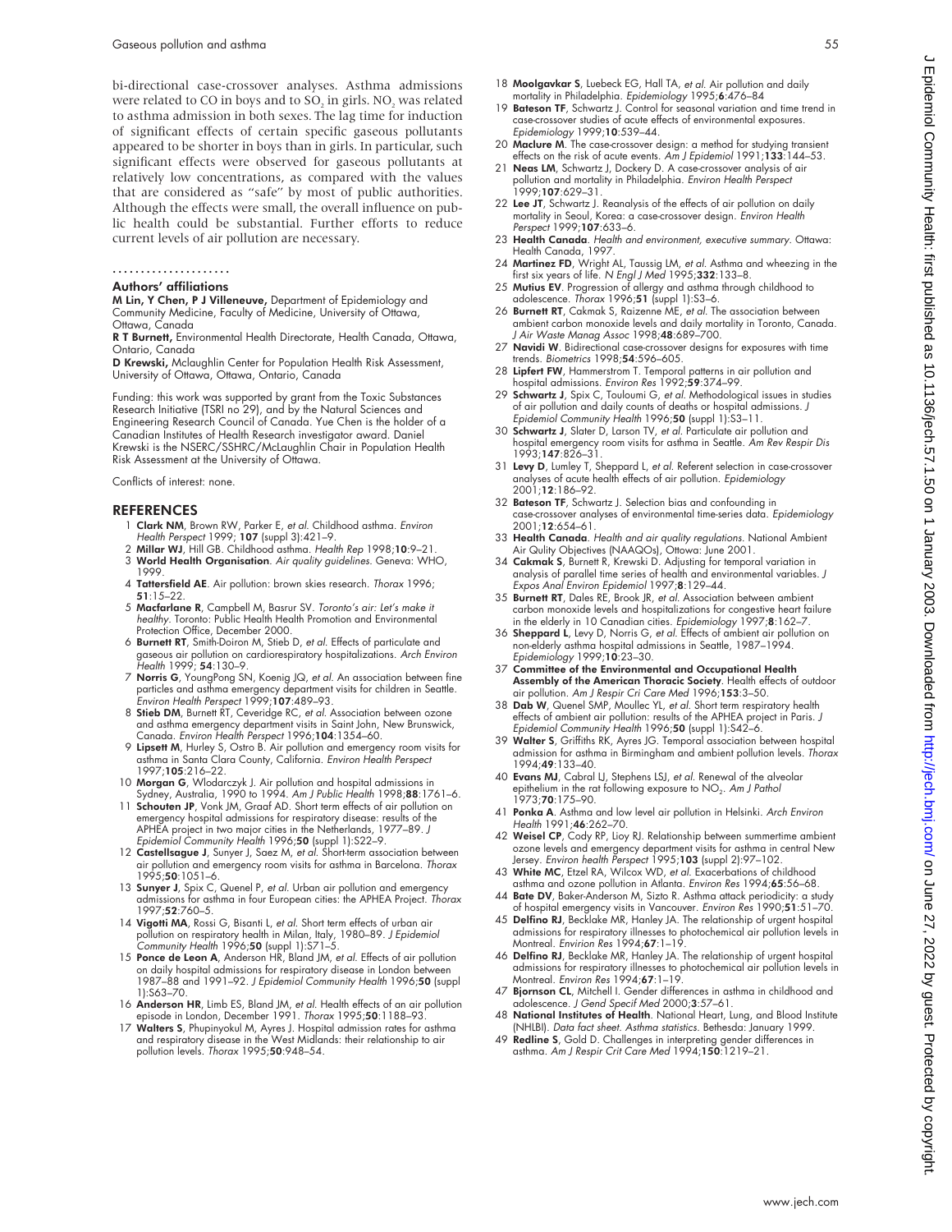bi-directional case-crossover analyses. Asthma admissions were related to CO in boys and to $SO_2$ in girls. $NO_2$ was related to asthma admission in both sexes. The lag time for induction of significant effects of certain specific gaseous pollutants appeared to be shorter in boys than in girls. In particular, such significant effects were observed for gaseous pollutants at relatively low concentrations, as compared with the values that are considered as "safe" by most of public authorities. Although the effects were small, the overall influence on public health could be substantial. Further efforts to reduce current levels of air pollution are necessary.

.....................

### Authors' affiliations

**M Lin, Y Chen, P J Villeneuve,** Department of Epidemiology and Community Medicine, Faculty of Medicine, University of Ottawa, Ottawa, Canada

**R T Burnett,** Environmental Health Directorate, Health Canada, Ottawa, Ontario, Canada

**D Krewski,** Mclaughlin Center for Population Health Risk Assessment, University of Ottawa, Ottawa, Ontario, Canada

Funding: this work was supported by grant from the Toxic Substances Research Initiative (TSRI no 29), and by the Natural Sciences and Engineering Research Council of Canada. Yue Chen is the holder of a Canadian Institutes of Health Research investigator award. Daniel Krewski is the NSERC/SSHRC/McLaughlin Chair in Population Health Risk Assessment at the University of Ottawa.

Conflicts of interest: none.

## REFERENCES

1. **Clark NM**, Brown RW, Parker E, *et al.* Childhood asthma. *Environ Health Perspect* 1999; **107** (suppl 3):421–9.
2. **Millar WJ**, Hill GB. Childhood asthma. *Health Rep* 1998;**10**:9–21.
3. **World Health Organisation**. *Air quality guidelines.* Geneva: WHO, 1999.
4. **Tattersfield AE**. Air pollution: brown skies research. *Thorax* 1996; **51**:15–22.
5. **Macfarlane R**, Campbell M, Basrur SV. *Toronto's air: Let's make it healthy.* Toronto: Public Health Health Promotion and Environmental Protection Office, December 2000.
6. **Burnett RT**, Smith-Doiron M, Stieb D, *et al.* Effects of particulate and gaseous air pollution on cardiorespiratory hospitalizations. *Arch Environ Health* 1999; **54**:130–9.
7. **Norris G**, YoungPong SN, Koenig JQ, *et al.* An association between fine particles and asthma emergency department visits for children in Seattle. *Environ Health Perspect* 1999;**107**:489–93.
8. **Stieb DM**, Burnett RT, Ceveridge RC, *et al.* Association between ozone and asthma emergency department visits in Saint John, New Brunswick, Canada. *Environ Health Perspect* 1996;**104**:1354–60.
9. **Lipsett M**, Hurley S, Ostro B. Air pollution and emergency room visits for asthma in Santa Clara County, California. *Environ Health Perspect* 1997;**105**:216–22.
10. **Morgan G**, Wlodarczyk J. Air pollution and hospital admissions in Sydney, Australia, 1990 to 1994. *Am J Public Health* 1998;**88**:1761–6.
11. **Schouten JP**, Vonk JM, Graaf AD. Short term effects of air pollution on emergency hospital admissions for respiratory disease: results of the APHEA project in two major cities in the Netherlands, 1977–89. *J Epidemiol Community Health* 1996;**50** (suppl 1):S22–9.
12. **Castellsague J**, Sunyer J, Saez M, *et al.* Short-term association between air pollution and emergency room visits for asthma in Barcelona. *Thorax* 1995;**50**:1051–6.
13. **Sunyer J**, Spix C, Quenel P, *et al.* Urban air pollution and emergency admissions for asthma in four European cities: the APHEA Project. *Thorax* 1997;**52**:760–5.
14. **Vigotti MA**, Rossi G, Bisanti L, *et al.* Short term effects of urban air pollution on respiratory health in Milan, Italy, 1980–89. *J Epidemiol Community Health* 1996;**50** (suppl 1):S71–5.
15. **Ponce de Leon A**, Anderson HR, Bland JM, *et al.* Effects of air pollution on daily hospital admissions for respiratory disease in London between 1987–88 and 1991–92. *J Epidemiol Community Health* 1996;**50** (suppl 1):S63–70.
16. **Anderson HR**, Limb ES, Bland JM, *et al.* Health effects of an air pollution episode in London, December 1991. *Thorax* 1995;**50**:1188–93.
17. **Walters S**, Phupinyokul M, Ayres J. Hospital admission rates for asthma and respiratory disease in the West Midlands: their relationship to air pollution levels. *Thorax* 1995;**50**:948–54.
18. **Moolgavkar S**, Luebeck EG, Hall TA, *et al.* Air pollution and daily mortality in Philadelphia. *Epidemiology* 1995;**6**:476–84
19. **Bateson TF**, Schwartz J. Control for seasonal variation and time trend in case-crossover studies of acute effects of environmental exposures. *Epidemiology* 1999;**10**:539–44.
20. **Maclure M**. The case-crossover design: a method for studying transient effects on the risk of acute events. *Am J Epidemiol* 1991;**133**:144–53.
21. **Neas LM**, Schwartz J, Dockery D. A case-crossover analysis of air pollution and mortality in Philadelphia. *Environ Health Perspect* 1999;**107**:629–31.
22. **Lee JT**, Schwartz J. Reanalysis of the effects of air pollution on daily mortality in Seoul, Korea: a case-crossover design. *Environ Health Perspect* 1999;**107**:633–6.
23. **Health Canada**. *Health and environment, executive summary.* Ottawa: Health Canada, 1997.
24. **Martinez FD**, Wright AL, Taussig LM, *et al.* Asthma and wheezing in the first six years of life. *N Engl J Med* 1995;**332**:133–8.
25. **Mutius EV**. Progression of allergy and asthma through childhood to adolescence. *Thorax* 1996;**51** (suppl 1):S3–6.
26. **Burnett RT**, Cakmak S, Raizenne ME, *et al.* The association between ambient carbon monoxide levels and daily mortality in Toronto, Canada. *J Air Waste Manag Assoc* 1998;**48**:689–700.
27. **Navidi W**. Bidirectional case-crossover designs for exposures with time trends. *Biometrics* 1998;**54**:596–605.
28. **Lipfert FW**, Hammerstrom T. Temporal patterns in air pollution and hospital admissions. *Environ Res* 1992;**59**:374–99.
29. **Schwartz J**, Spix C, Touloumi G, *et al.* Methodological issues in studies of air pollution and daily counts of deaths or hospital admissions. *J Epidemiol Community Health* 1996;**50** (suppl 1):S3–11.
30. **Schwartz J**, Slater D, Larson TV, *et al.* Particulate air pollution and hospital emergency room visits for asthma in Seattle. *Am Rev Respir Dis* 1993;**147**:826–31.
31. **Levy D**, Lumley T, Sheppard L, *et al.* Referent selection in case-crossover analyses of acute health effects of air pollution. *Epidemiology* 2001;**12**:186–92.
32. **Bateson TF**, Schwartz J. Selection bias and confounding in case-crossover analyses of environmental time-series data. *Epidemiology* 2001;**12**:654–61.
33. **Health Canada**. *Health and air quality regulations.* National Ambient Air Qulity Objectives (NAAQOs), Ottowa: June 2001.
34. **Cakmak S**, Burnett R, Krewski D. Adjusting for temporal variation in analysis of parallel time series of health and environmental variables. *J Expos Anal Environ Epidemiol* 1997;**8**:129–44.
35. **Burnett RT**, Dales RE, Brook JR, *et al.* Association between ambient carbon monoxide levels and hospitalizations for congestive heart failure in the elderly in 10 Canadian cities. *Epidemiology* 1997;**8**:162–7.
36. **Sheppard L**, Levy D, Norris G, *et al.* Effects of ambient air pollution on non-elderly asthma hospital admissions in Seattle, 1987–1994. *Epidemiology* 1999;**10**:23–30.
37. **Committee of the Environmental and Occupational Health Assembly of the American Thoracic Society**. Health effects of outdoor air pollution. *Am J Respir Cri Care Med* 1996;**153**:3–50.
38. **Dab W**, Quenel SMP, Moullec YL, *et al.* Short term respiratory health effects of ambient air pollution: results of the APHEA project in Paris. *J Epidemiol Community Health* 1996;**50** (suppl 1):S42–6.
39. **Walter S**, Griffiths RK, Ayres JG. Temporal association between hospital admission for asthma in Birmingham and ambient pollution levels. *Thorax* 1994;**49**:133–40.
40. **Evans MJ**, Cabral LJ, Stephens LSJ, *et al.* Renewal of the alveolar epithelium in the rat following exposure to $NO_2$. *Am J Pathol* 1973;**70**:175–90.
41. **Ponka A**. Asthma and low level air pollution in Helsinki. *Arch Environ Health* 1991;**46**:262–70.
42. **Weisel CP**, Cody RP, Lioy RJ. Relationship between summertime ambient ozone levels and emergency department visits for asthma in central New Jersey. *Environ health Perspect* 1995;**103** (suppl 2):97–102.
43. **White MC**, Etzel RA, Wilcox WD, *et al.* Exacerbations of childhood asthma and ozone pollution in Atlanta. *Environ Res* 1994;**65**:56–68.
44. **Bate DV**, Baker-Anderson M, Sizto R. Asthma attack periodicity: a study of hospital emergency visits in Vancouver. *Environ Res* 1990;**51**:51–70.
45. **Delfino RJ**, Becklake MR, Hanley JA. The relationship of urgent hospital admissions for respiratory illnesses to photochemical air pollution levels in Montreal. *Environ Res* 1994;**67**:1–19.
46. **Delfino RJ**, Becklake MR, Hanley JA. The relationship of urgent hospital admissions for respiratory illnesses to photochemical air pollution levels in Montreal. *Environ Res* 1994;**67**:1–19.
47. **Bjornson CL**, Mitchell I. Gender differences in asthma in childhood and adolescence. *J Gend Specif Med* 2000;**3**:57–61.
48. **National Institutes of Health**. National Heart, Lung, and Blood Institute (NHLBI). *Data fact sheet. Asthma statistics.* Bethesda: January 1999.
49. **Redline S**, Gold D. Challenges in interpreting gender differences in asthma. *Am J Respir Crit Care Med* 1994;**150**:1219–21.